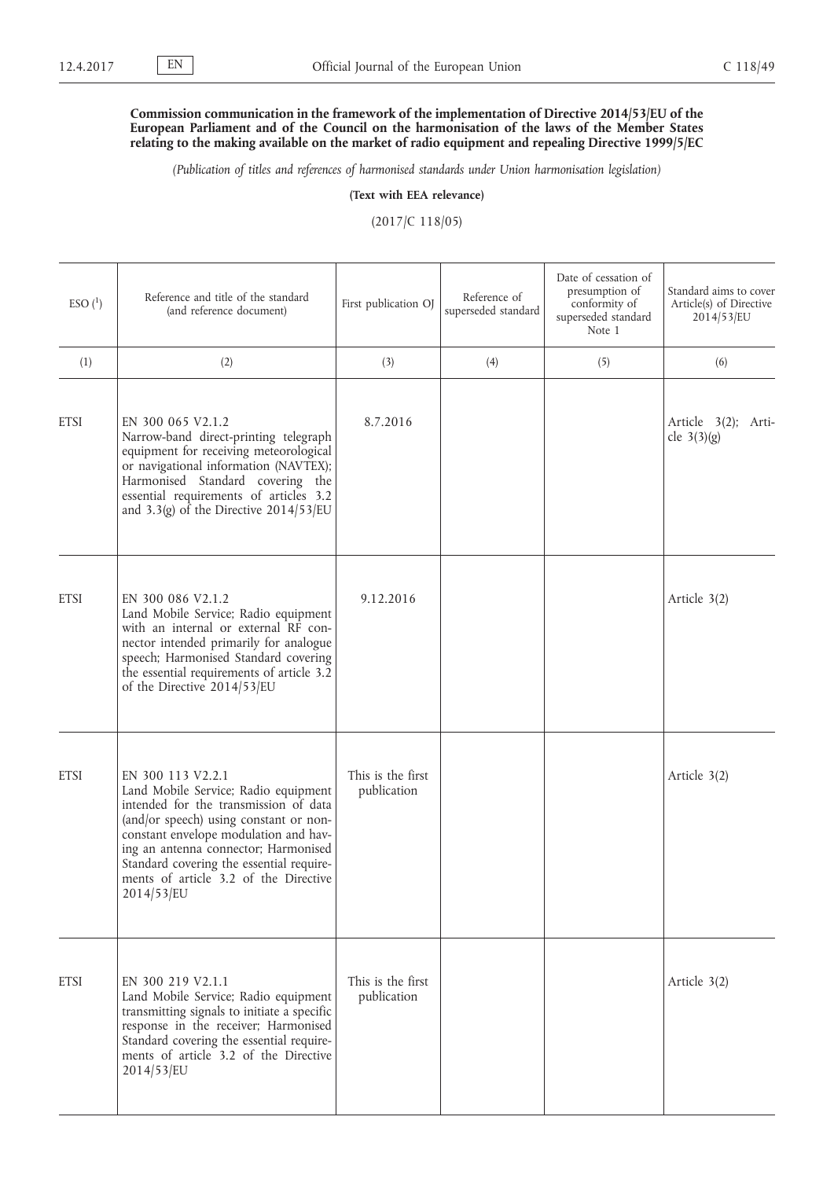**Commission communication in the framework of the implementation of Directive 2014/53/EU of the European Parliament and of the Council on the harmonisation of the laws of the Member States relating to the making available on the market of radio equipment and repealing Directive 1999/5/EC**

*(Publication of titles and references of harmonised standards under Union harmonisation legislation)*

**(Text with EEA relevance)**

(2017/C 118/05)

| ESO [1] | Reference and title of the standard (and reference document) | First publication OJ | Reference of superseded standard | Date of cessation of presumption of conformity of superseded standard Note 1 | Standard aims to cover Article(s) of Directive 2014/53/EU |
|---|---|---|---|---|---|
| (1) | (2) | (3) | (4) | (5) | (6) |
| ETSI | EN 300 065 V2.1.2<br>Narrow-band direct-printing telegraph equipment for receiving meteorological or navigational information (NAVTEX); Harmonised Standard covering the essential requirements of articles 3.2 and 3.3(g) of the Directive 2014/53/EU | 8.7.2016 | | | Article 3(2); Article 3(3)(g) |
| ETSI | EN 300 086 V2.1.2<br>Land Mobile Service; Radio equipment with an internal or external RF connector intended primarily for analogue speech; Harmonised Standard covering the essential requirements of article 3.2 of the Directive 2014/53/EU | 9.12.2016 | | | Article 3(2) |
| ETSI | EN 300 113 V2.2.1<br>Land Mobile Service; Radio equipment intended for the transmission of data (and/or speech) using constant or non-constant envelope modulation and having an antenna connector; Harmonised Standard covering the essential requirements of article 3.2 of the Directive 2014/53/EU | This is the first publication | | | Article 3(2) |
| ETSI | EN 300 219 V2.1.1<br>Land Mobile Service; Radio equipment transmitting signals to initiate a specific response in the receiver; Harmonised Standard covering the essential requirements of article 3.2 of the Directive 2014/53/EU | This is the first publication | | | Article 3(2) |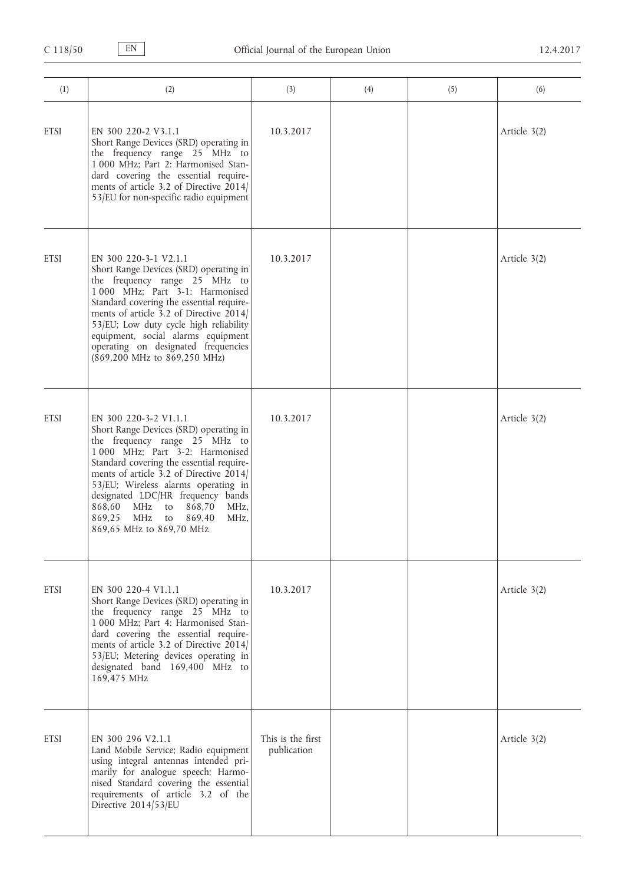| (1) | (2) | (3) | (4) | (5) | (6) |
|---|---|---|---|---|---|
| ETSI | EN 300 220-2 V3.1.1<br>Short Range Devices (SRD) operating in the frequency range 25 MHz to 1 000 MHz; Part 2: Harmonised Standard covering the essential requirements of article 3.2 of Directive 2014/53/EU for non-specific radio equipment | 10.3.2017 | | | Article 3(2) |
| ETSI | EN 300 220-3-1 V2.1.1<br>Short Range Devices (SRD) operating in the frequency range 25 MHz to 1 000 MHz; Part 3-1: Harmonised Standard covering the essential requirements of article 3.2 of Directive 2014/53/EU; Low duty cycle high reliability equipment, social alarms equipment operating on designated frequencies (869,200 MHz to 869,250 MHz) | 10.3.2017 | | | Article 3(2) |
| ETSI | EN 300 220-3-2 V1.1.1<br>Short Range Devices (SRD) operating in the frequency range 25 MHz to 1 000 MHz; Part 3-2: Harmonised Standard covering the essential requirements of article 3.2 of Directive 2014/53/EU; Wireless alarms operating in designated LDC/HR frequency bands 868,60 MHz to 868,70 MHz, 869,25 MHz to 869,40 MHz, 869,65 MHz to 869,70 MHz | 10.3.2017 | | | Article 3(2) |
| ETSI | EN 300 220-4 V1.1.1<br>Short Range Devices (SRD) operating in the frequency range 25 MHz to 1 000 MHz; Part 4: Harmonised Standard covering the essential requirements of article 3.2 of Directive 2014/53/EU; Metering devices operating in designated band 169,400 MHz to 169,475 MHz | 10.3.2017 | | | Article 3(2) |
| ETSI | EN 300 296 V2.1.1<br>Land Mobile Service; Radio equipment using integral antennas intended primarily for analogue speech; Harmonised Standard covering the essential requirements of article 3.2 of the Directive 2014/53/EU | This is the first publication | | | Article 3(2) |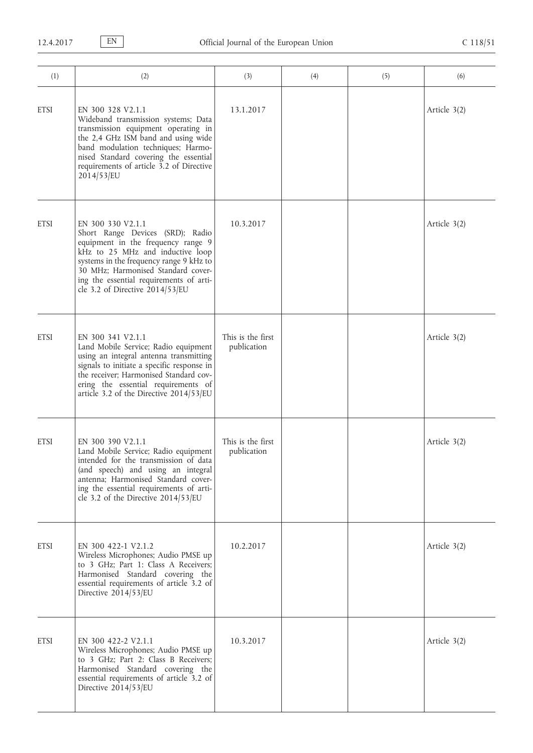| (1) | (2) | (3) | (4) | (5) | (6) |
|---|---|---|---|---|---|
| ETSI | EN 300 328 V2.1.1<br>Wideband transmission systems; Data transmission equipment operating in the 2,4 GHz ISM band and using wide band modulation techniques; Harmonised Standard covering the essential requirements of article 3.2 of Directive 2014/53/EU | 13.1.2017 | | | Article 3(2) |
| ETSI | EN 300 330 V2.1.1<br>Short Range Devices (SRD); Radio equipment in the frequency range 9 kHz to 25 MHz and inductive loop systems in the frequency range 9 kHz to 30 MHz; Harmonised Standard covering the essential requirements of article 3.2 of Directive 2014/53/EU | 10.3.2017 | | | Article 3(2) |
| ETSI | EN 300 341 V2.1.1<br>Land Mobile Service; Radio equipment using an integral antenna transmitting signals to initiate a specific response in the receiver; Harmonised Standard covering the essential requirements of article 3.2 of the Directive 2014/53/EU | This is the first publication | | | Article 3(2) |
| ETSI | EN 300 390 V2.1.1<br>Land Mobile Service; Radio equipment intended for the transmission of data (and speech) and using an integral antenna; Harmonised Standard covering the essential requirements of article 3.2 of the Directive 2014/53/EU | This is the first publication | | | Article 3(2) |
| ETSI | EN 300 422-1 V2.1.2<br>Wireless Microphones; Audio PMSE up to 3 GHz; Part 1: Class A Receivers; Harmonised Standard covering the essential requirements of article 3.2 of Directive 2014/53/EU | 10.2.2017 | | | Article 3(2) |
| ETSI | EN 300 422-2 V2.1.1<br>Wireless Microphones; Audio PMSE up to 3 GHz; Part 2: Class B Receivers; Harmonised Standard covering the essential requirements of article 3.2 of Directive 2014/53/EU | 10.3.2017 | | | Article 3(2) |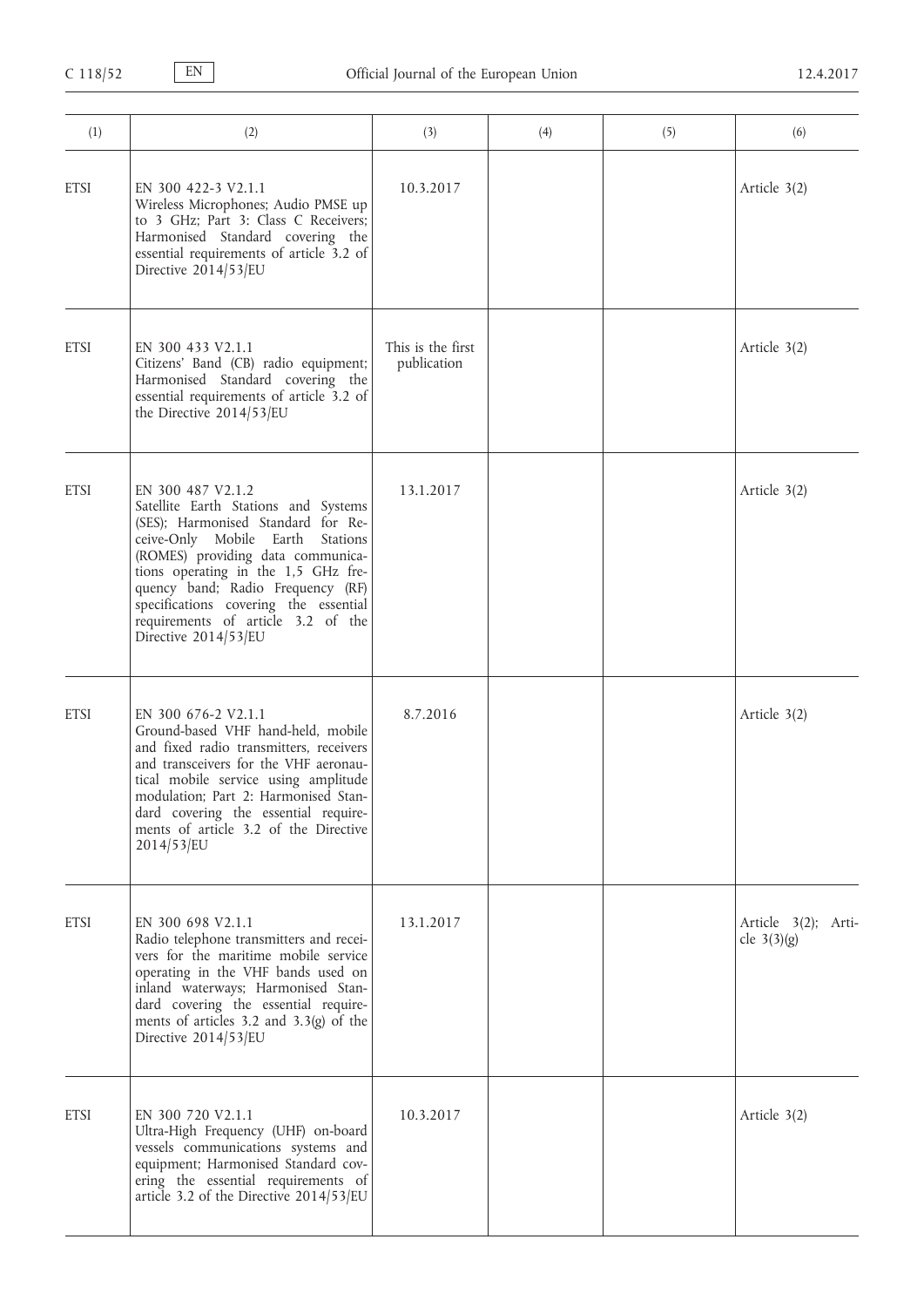| (1) | (2) | (3) | (4) | (5) | (6) |
|---|---|---|---|---|---|
| ETSI | EN 300 422-3 V2.1.1<br>Wireless Microphones; Audio PMSE up to 3 GHz; Part 3: Class C Receivers; Harmonised Standard covering the essential requirements of article 3.2 of Directive 2014/53/EU | 10.3.2017 | | | Article 3(2) |
| ETSI | EN 300 433 V2.1.1<br>Citizens' Band (CB) radio equipment; Harmonised Standard covering the essential requirements of article 3.2 of the Directive 2014/53/EU | This is the first publication | | | Article 3(2) |
| ETSI | EN 300 487 V2.1.2<br>Satellite Earth Stations and Systems (SES); Harmonised Standard for Receive-Only Mobile Earth Stations (ROMES) providing data communications operating in the 1,5 GHz frequency band; Radio Frequency (RF) specifications covering the essential requirements of article 3.2 of the Directive 2014/53/EU | 13.1.2017 | | | Article 3(2) |
| ETSI | EN 300 676-2 V2.1.1<br>Ground-based VHF hand-held, mobile and fixed radio transmitters, receivers and transceivers for the VHF aeronautical mobile service using amplitude modulation; Part 2: Harmonised Standard covering the essential requirements of article 3.2 of the Directive 2014/53/EU | 8.7.2016 | | | Article 3(2) |
| ETSI | EN 300 698 V2.1.1<br>Radio telephone transmitters and receivers for the maritime mobile service operating in the VHF bands used on inland waterways; Harmonised Standard covering the essential requirements of articles 3.2 and 3.3(g) of the Directive 2014/53/EU | 13.1.2017 | | | Article 3(2); Article 3(3)(g) |
| ETSI | EN 300 720 V2.1.1<br>Ultra-High Frequency (UHF) on-board vessels communications systems and equipment; Harmonised Standard covering the essential requirements of article 3.2 of the Directive 2014/53/EU | 10.3.2017 | | | Article 3(2) |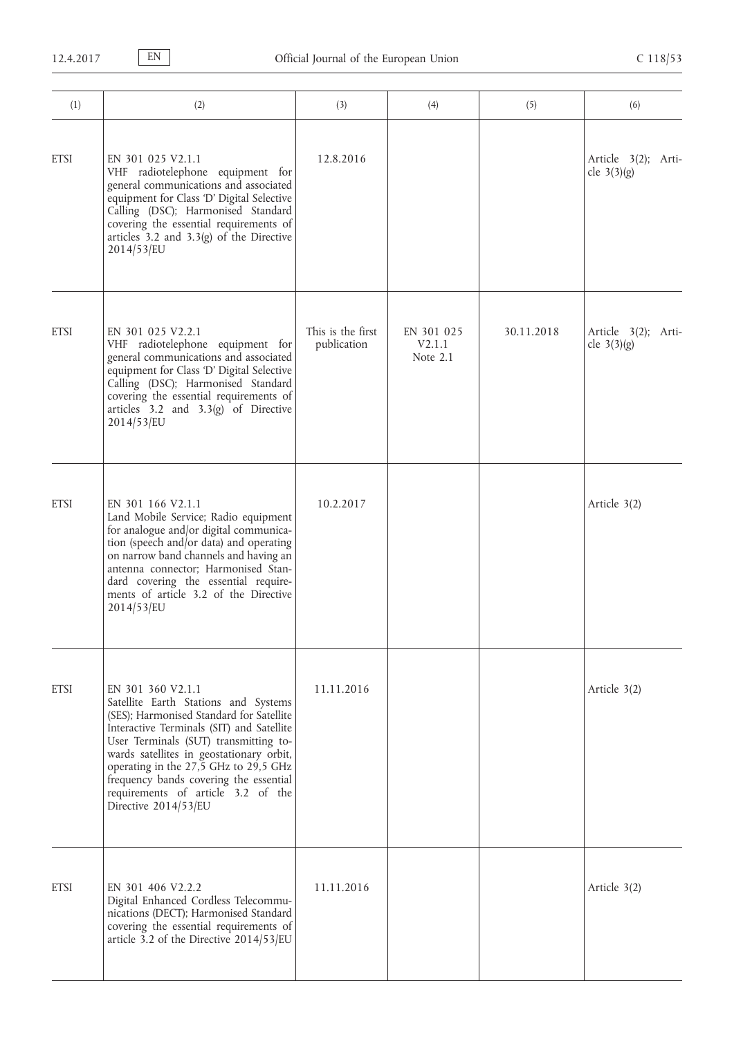| (1) | (2) | (3) | (4) | (5) | (6) |
|---|---|---|---|---|---|
| ETSI | EN 301 025 V2.1.1<br>VHF radiotelephone equipment for general communications and associated equipment for Class 'D' Digital Selective Calling (DSC); Harmonised Standard covering the essential requirements of articles 3.2 and 3.3(g) of the Directive 2014/53/EU | 12.8.2016 | | | Article 3(2); Article 3(3)(g) |
| ETSI | EN 301 025 V2.2.1<br>VHF radiotelephone equipment for general communications and associated equipment for Class 'D' Digital Selective Calling (DSC); Harmonised Standard covering the essential requirements of articles 3.2 and 3.3(g) of Directive 2014/53/EU | This is the first publication | EN 301 025 V2.1.1<br>Note 2.1 | 30.11.2018 | Article 3(2); Article 3(3)(g) |
| ETSI | EN 301 166 V2.1.1<br>Land Mobile Service; Radio equipment for analogue and/or digital communication (speech and/or data) and operating on narrow band channels and having an antenna connector; Harmonised Standard covering the essential requirements of article 3.2 of the Directive 2014/53/EU | 10.2.2017 | | | Article 3(2) |
| ETSI | EN 301 360 V2.1.1<br>Satellite Earth Stations and Systems (SES); Harmonised Standard for Satellite Interactive Terminals (SIT) and Satellite User Terminals (SUT) transmitting towards satellites in geostationary orbit, operating in the 27,5 GHz to 29,5 GHz frequency bands covering the essential requirements of article 3.2 of the Directive 2014/53/EU | 11.11.2016 | | | Article 3(2) |
| ETSI | EN 301 406 V2.2.2<br>Digital Enhanced Cordless Telecommunications (DECT); Harmonised Standard covering the essential requirements of article 3.2 of the Directive 2014/53/EU | 11.11.2016 | | | Article 3(2) |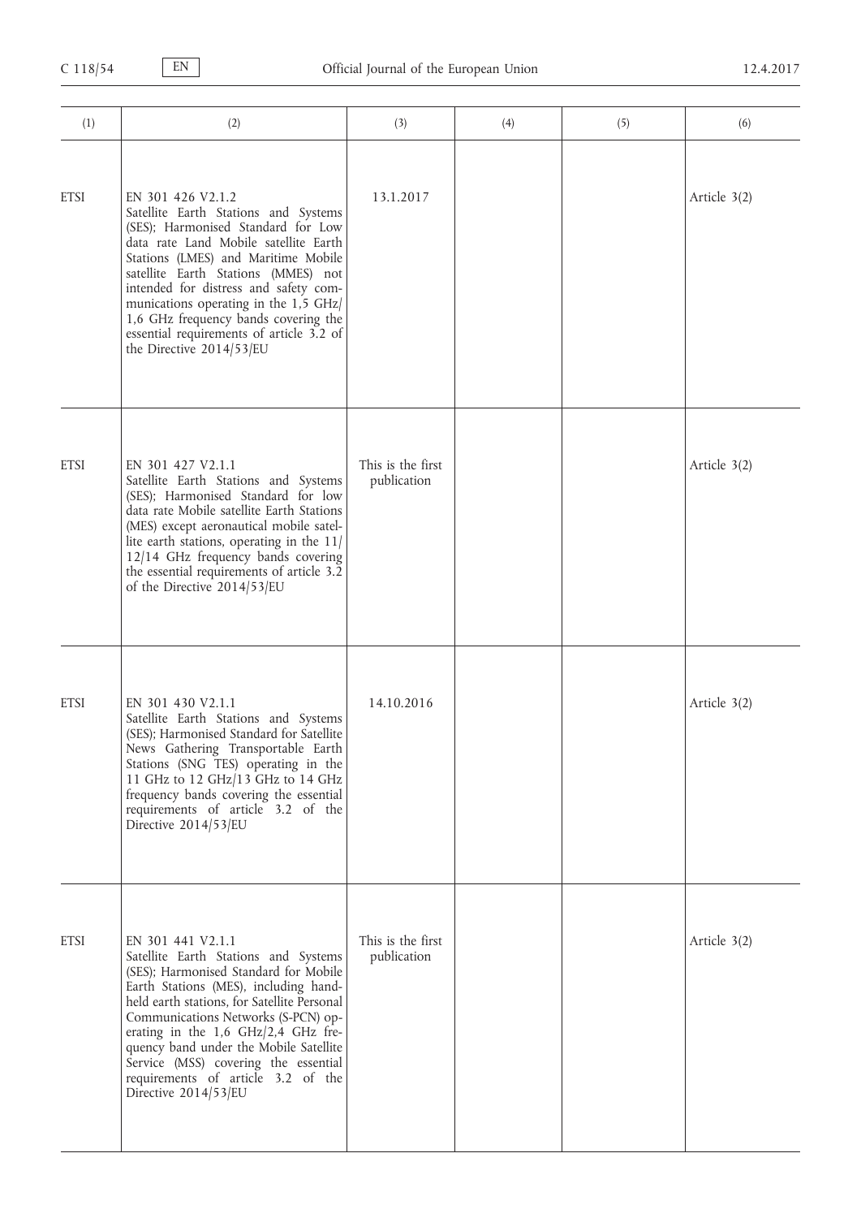| (1) | (2) | (3) | (4) | (5) | (6) |
|---|---|---|---|---|---|
| ETSI | EN 301 426 V2.1.2<br>Satellite Earth Stations and Systems (SES); Harmonised Standard for Low data rate Land Mobile satellite Earth Stations (LMES) and Maritime Mobile satellite Earth Stations (MMES) not intended for distress and safety communications operating in the 1,5 GHz/1,6 GHz frequency bands covering the essential requirements of article 3.2 of the Directive 2014/53/EU | 13.1.2017 | | | Article 3(2) |
| ETSI | EN 301 427 V2.1.1<br>Satellite Earth Stations and Systems (SES); Harmonised Standard for low data rate Mobile satellite Earth Stations (MES) except aeronautical mobile satellite earth stations, operating in the 11/12/14 GHz frequency bands covering the essential requirements of article 3.2 of the Directive 2014/53/EU | This is the first publication | | | Article 3(2) |
| ETSI | EN 301 430 V2.1.1<br>Satellite Earth Stations and Systems (SES); Harmonised Standard for Satellite News Gathering Transportable Earth Stations (SNG TES) operating in the 11 GHz to 12 GHz/13 GHz to 14 GHz frequency bands covering the essential requirements of article 3.2 of the Directive 2014/53/EU | 14.10.2016 | | | Article 3(2) |
| ETSI | EN 301 441 V2.1.1<br>Satellite Earth Stations and Systems (SES); Harmonised Standard for Mobile Earth Stations (MES), including handheld earth stations, for Satellite Personal Communications Networks (S-PCN) operating in the 1,6 GHz/2,4 GHz frequency band under the Mobile Satellite Service (MSS) covering the essential requirements of article 3.2 of the Directive 2014/53/EU | This is the first publication | | | Article 3(2) |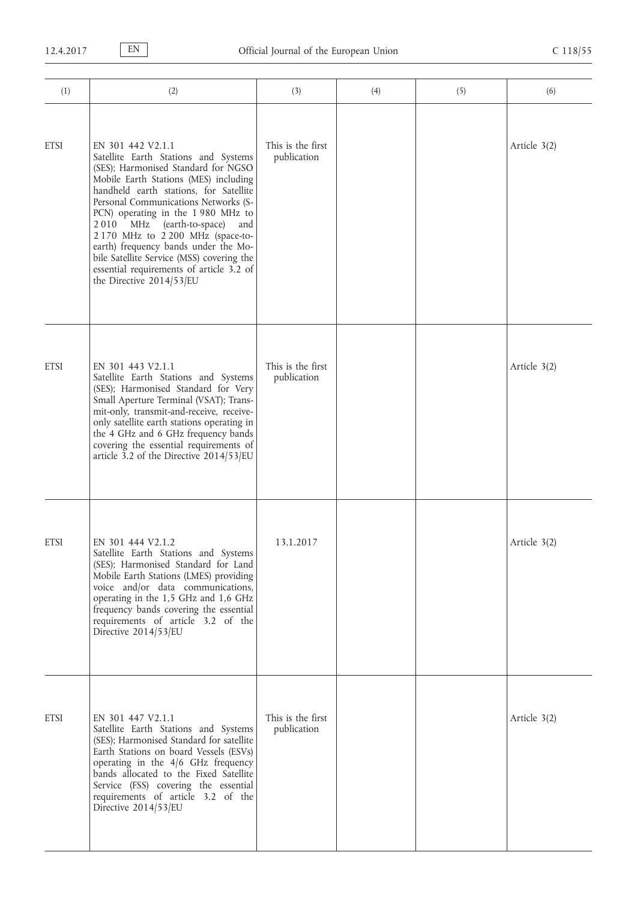| (1) | (2) | (3) | (4) | (5) | (6) |
|---|---|---|---|---|---|
| ETSI | EN 301 442 V2.1.1<br>Satellite Earth Stations and Systems (SES); Harmonised Standard for NGSO Mobile Earth Stations (MES) including handheld earth stations, for Satellite Personal Communications Networks (S-PCN) operating in the 1 980 MHz to 2 010 MHz (earth-to-space) and 2 170 MHz to 2 200 MHz (space-to-earth) frequency bands under the Mobile Satellite Service (MSS) covering the essential requirements of article 3.2 of the Directive 2014/53/EU | This is the first publication | | | Article 3(2) |
| ETSI | EN 301 443 V2.1.1<br>Satellite Earth Stations and Systems (SES); Harmonised Standard for Very Small Aperture Terminal (VSAT); Transmit-only, transmit-and-receive, receive-only satellite earth stations operating in the 4 GHz and 6 GHz frequency bands covering the essential requirements of article 3.2 of the Directive 2014/53/EU | This is the first publication | | | Article 3(2) |
| ETSI | EN 301 444 V2.1.2<br>Satellite Earth Stations and Systems (SES); Harmonised Standard for Land Mobile Earth Stations (LMES) providing voice and/or data communications, operating in the 1,5 GHz and 1,6 GHz frequency bands covering the essential requirements of article 3.2 of the Directive 2014/53/EU | 13.1.2017 | | | Article 3(2) |
| ETSI | EN 301 447 V2.1.1<br>Satellite Earth Stations and Systems (SES); Harmonised Standard for satellite Earth Stations on board Vessels (ESVs) operating in the 4/6 GHz frequency bands allocated to the Fixed Satellite Service (FSS) covering the essential requirements of article 3.2 of the Directive 2014/53/EU | This is the first publication | | | Article 3(2) |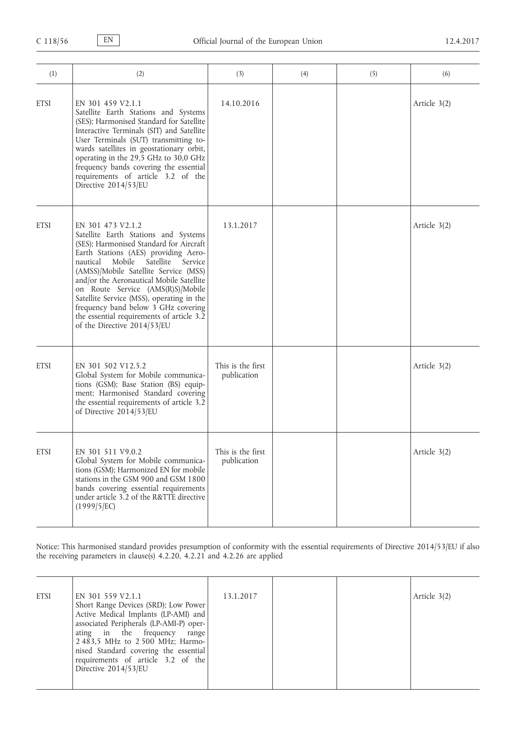| (1) | (2) | (3) | (4) | (5) | (6) |
|---|---|---|---|---|---|
| ETSI | EN 301 459 V2.1.1<br>Satellite Earth Stations and Systems (SES); Harmonised Standard for Satellite Interactive Terminals (SIT) and Satellite User Terminals (SUT) transmitting towards satellites in geostationary orbit, operating in the 29,5 GHz to 30,0 GHz frequency bands covering the essential requirements of article 3.2 of the Directive 2014/53/EU | 14.10.2016 | | | Article 3(2) |
| ETSI | EN 301 473 V2.1.2<br>Satellite Earth Stations and Systems (SES); Harmonised Standard for Aircraft Earth Stations (AES) providing Aeronautical Mobile Satellite Service (AMSS)/Mobile Satellite Service (MSS) and/or the Aeronautical Mobile Satellite on Route Service (AMS(R)S)/Mobile Satellite Service (MSS), operating in the frequency band below 3 GHz covering the essential requirements of article 3.2 of the Directive 2014/53/EU | 13.1.2017 | | | Article 3(2) |
| ETSI | EN 301 502 V12.5.2<br>Global System for Mobile communications (GSM); Base Station (BS) equipment; Harmonised Standard covering the essential requirements of article 3.2 of Directive 2014/53/EU | This is the first publication | | | Article 3(2) |
| ETSI | EN 301 511 V9.0.2<br>Global System for Mobile communications (GSM); Harmonized EN for mobile stations in the GSM 900 and GSM 1800 bands covering essential requirements under article 3.2 of the R&TTE directive (1999/5/EC) | This is the first publication | | | Article 3(2) |

Notice: This harmonised standard provides presumption of conformity with the essential requirements of Directive 2014/53/EU if also the receiving parameters in clause(s) 4.2.20, 4.2.21 and 4.2.26 are applied

| (1) | (2) | (3) | (4) | (5) | (6) |
|---|---|---|---|---|---|
| ETSI | EN 301 559 V2.1.1<br>Short Range Devices (SRD); Low Power Active Medical Implants (LP-AMI) and associated Peripherals (LP-AMI-P) operating in the frequency range 2 483,5 MHz to 2 500 MHz; Harmonised Standard covering the essential requirements of article 3.2 of the Directive 2014/53/EU | 13.1.2017 | | | Article 3(2) |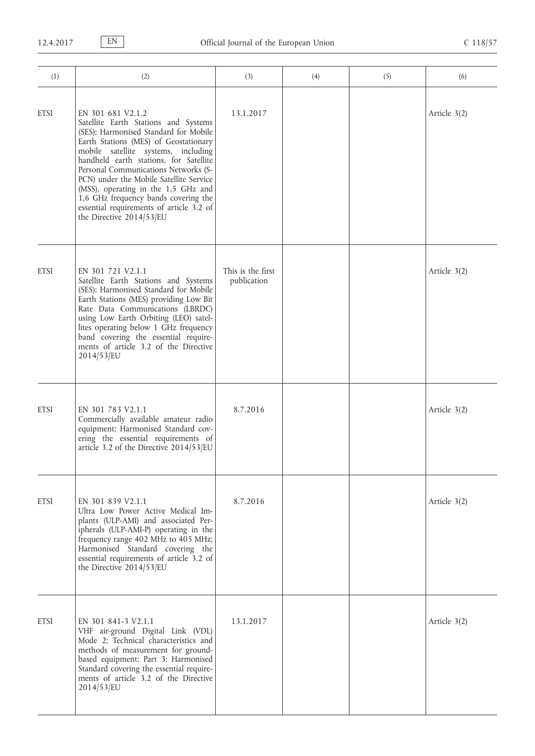| (1) | (2) | (3) | (4) | (5) | (6) |
|---|---|---|---|---|---|
| ETSI | EN 301 681 V2.1.2<br>Satellite Earth Stations and Systems (SES); Harmonised Standard for Mobile Earth Stations (MES) of Geostationary mobile satellite systems, including handheld earth stations, for Satellite Personal Communications Networks (S-PCN) under the Mobile Satellite Service (MSS), operating in the 1,5 GHz and 1,6 GHz frequency bands covering the essential requirements of article 3.2 of the Directive 2014/53/EU | 13.1.2017 | | | Article 3(2) |
| ETSI | EN 301 721 V2.1.1<br>Satellite Earth Stations and Systems (SES); Harmonised Standard for Mobile Earth Stations (MES) providing Low Bit Rate Data Communications (LBRDC) using Low Earth Orbiting (LEO) satellites operating below 1 GHz frequency band covering the essential requirements of article 3.2 of the Directive 2014/53/EU | This is the first publication | | | Article 3(2) |
| ETSI | EN 301 783 V2.1.1<br>Commercially available amateur radio equipment; Harmonised Standard covering the essential requirements of article 3.2 of the Directive 2014/53/EU | 8.7.2016 | | | Article 3(2) |
| ETSI | EN 301 839 V2.1.1<br>Ultra Low Power Active Medical Implants (ULP-AMI) and associated Peripherals (ULP-AMI-P) operating in the frequency range 402 MHz to 405 MHz; Harmonised Standard covering the essential requirements of article 3.2 of the Directive 2014/53/EU | 8.7.2016 | | | Article 3(2) |
| ETSI | EN 301 841-3 V2.1.1<br>VHF air-ground Digital Link (VDL) Mode 2; Technical characteristics and methods of measurement for ground-based equipment; Part 3: Harmonised Standard covering the essential requirements of article 3.2 of the Directive 2014/53/EU | 13.1.2017 | | | Article 3(2) |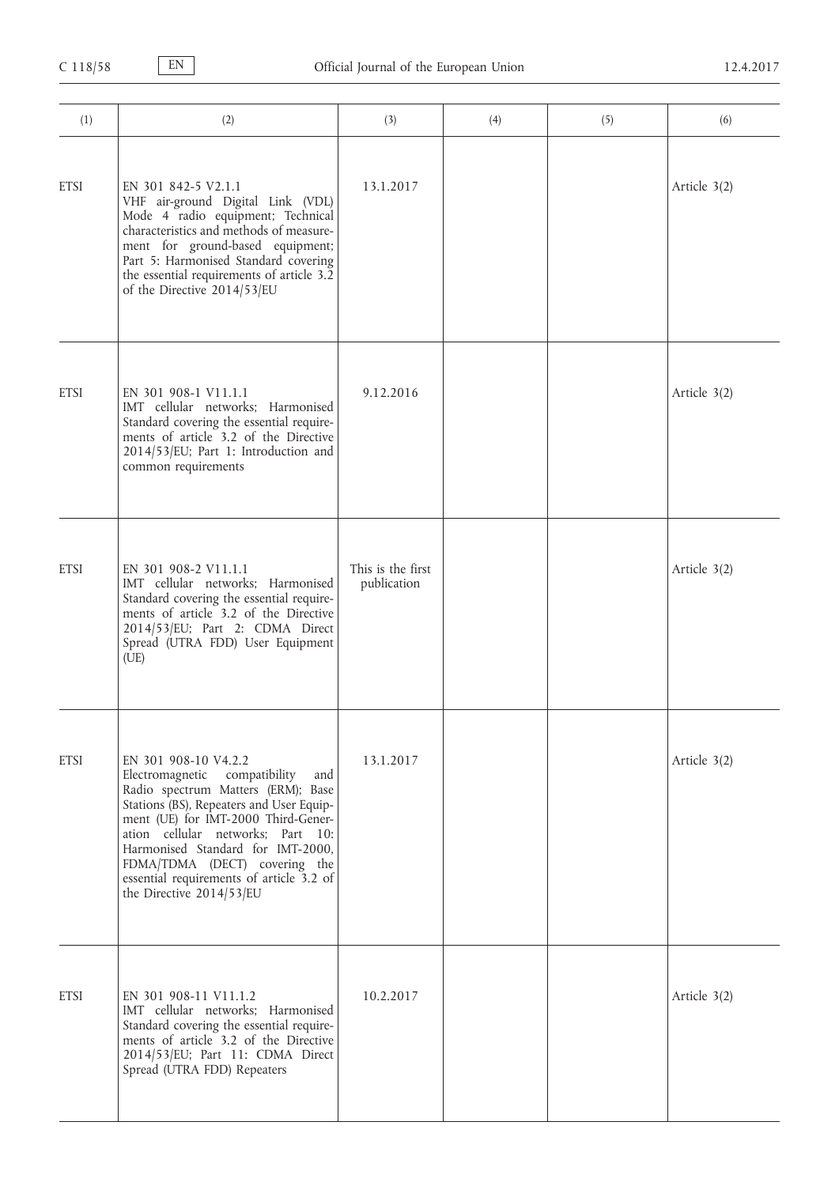| (1) | (2) | (3) | (4) | (5) | (6) |
|---|---|---|---|---|---|
| ETSI | EN 301 842-5 V2.1.1<br>VHF air-ground Digital Link (VDL) Mode 4 radio equipment; Technical characteristics and methods of measurement for ground-based equipment; Part 5: Harmonised Standard covering the essential requirements of article 3.2 of the Directive 2014/53/EU | 13.1.2017 | | | Article 3(2) |
| ETSI | EN 301 908-1 V11.1.1<br>IMT cellular networks; Harmonised Standard covering the essential requirements of article 3.2 of the Directive 2014/53/EU; Part 1: Introduction and common requirements | 9.12.2016 | | | Article 3(2) |
| ETSI | EN 301 908-2 V11.1.1<br>IMT cellular networks; Harmonised Standard covering the essential requirements of article 3.2 of the Directive 2014/53/EU; Part 2: CDMA Direct Spread (UTRA FDD) User Equipment (UE) | This is the first publication | | | Article 3(2) |
| ETSI | EN 301 908-10 V4.2.2<br>Electromagnetic compatibility and Radio spectrum Matters (ERM); Base Stations (BS), Repeaters and User Equipment (UE) for IMT-2000 Third-Generation cellular networks; Part 10: Harmonised Standard for IMT-2000, FDMA/TDMA (DECT) covering the essential requirements of article 3.2 of the Directive 2014/53/EU | 13.1.2017 | | | Article 3(2) |
| ETSI | EN 301 908-11 V11.1.2<br>IMT cellular networks; Harmonised Standard covering the essential requirements of article 3.2 of the Directive 2014/53/EU; Part 11: CDMA Direct Spread (UTRA FDD) Repeaters | 10.2.2017 | | | Article 3(2) |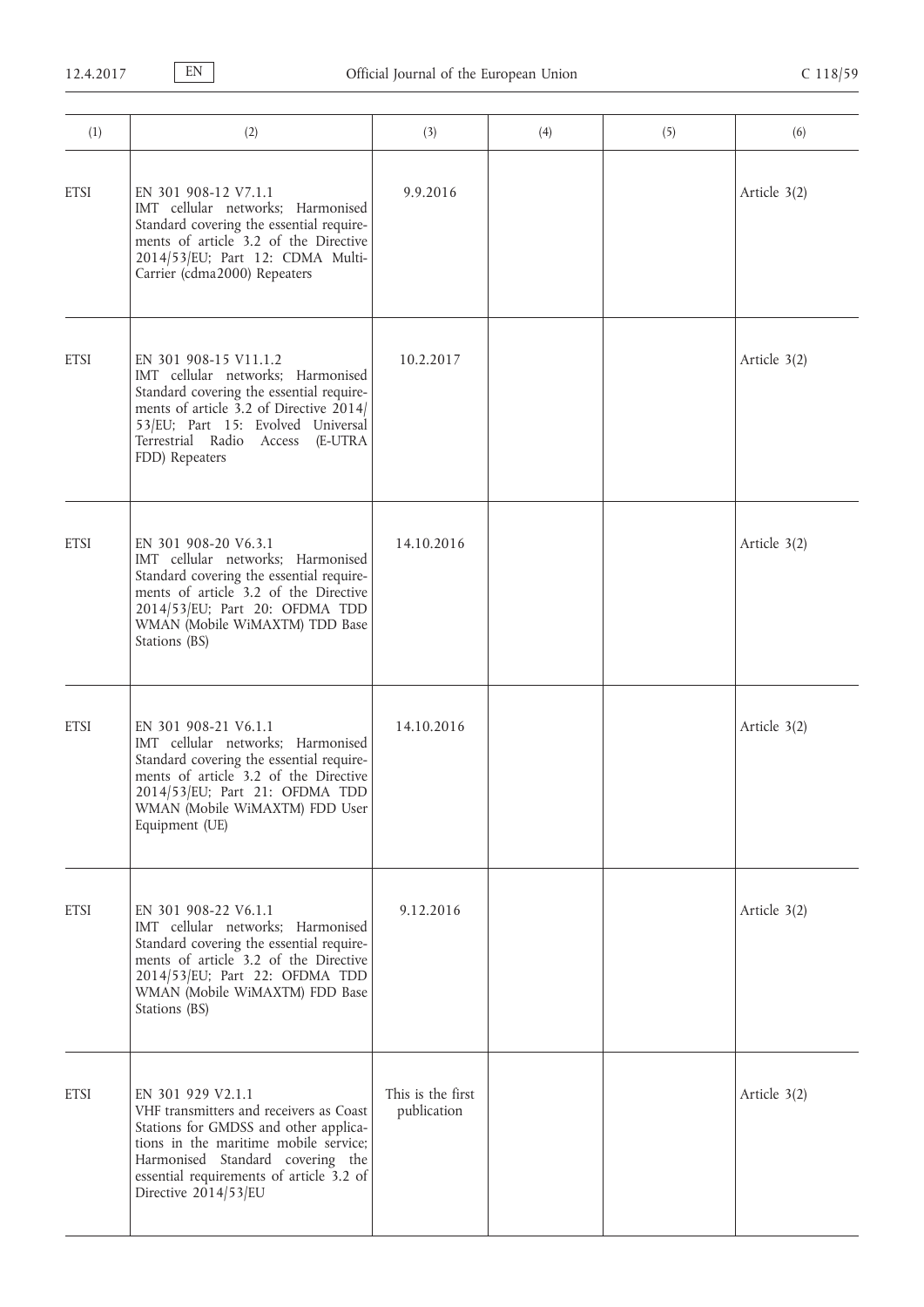| (1) | (2) | (3) | (4) | (5) | (6) |
|---|---|---|---|---|---|
| ETSI | EN 301 908-12 V7.1.1<br>IMT cellular networks; Harmonised Standard covering the essential requirements of article 3.2 of the Directive 2014/53/EU; Part 12: CDMA Multi-Carrier (cdma2000) Repeaters | 9.9.2016 | | | Article 3(2) |
| ETSI | EN 301 908-15 V11.1.2<br>IMT cellular networks; Harmonised Standard covering the essential requirements of article 3.2 of Directive 2014/53/EU; Part 15: Evolved Universal Terrestrial Radio Access (E-UTRA FDD) Repeaters | 10.2.2017 | | | Article 3(2) |
| ETSI | EN 301 908-20 V6.3.1<br>IMT cellular networks; Harmonised Standard covering the essential requirements of article 3.2 of the Directive 2014/53/EU; Part 20: OFDMA TDD WMAN (Mobile WiMAXTM) TDD Base Stations (BS) | 14.10.2016 | | | Article 3(2) |
| ETSI | EN 301 908-21 V6.1.1<br>IMT cellular networks; Harmonised Standard covering the essential requirements of article 3.2 of the Directive 2014/53/EU; Part 21: OFDMA TDD WMAN (Mobile WiMAXTM) FDD User Equipment (UE) | 14.10.2016 | | | Article 3(2) |
| ETSI | EN 301 908-22 V6.1.1<br>IMT cellular networks; Harmonised Standard covering the essential requirements of article 3.2 of the Directive 2014/53/EU; Part 22: OFDMA TDD WMAN (Mobile WiMAXTM) FDD Base Stations (BS) | 9.12.2016 | | | Article 3(2) |
| ETSI | EN 301 929 V2.1.1<br>VHF transmitters and receivers as Coast Stations for GMDSS and other applications in the maritime mobile service; Harmonised Standard covering the essential requirements of article 3.2 of Directive 2014/53/EU | This is the first publication | | | Article 3(2) |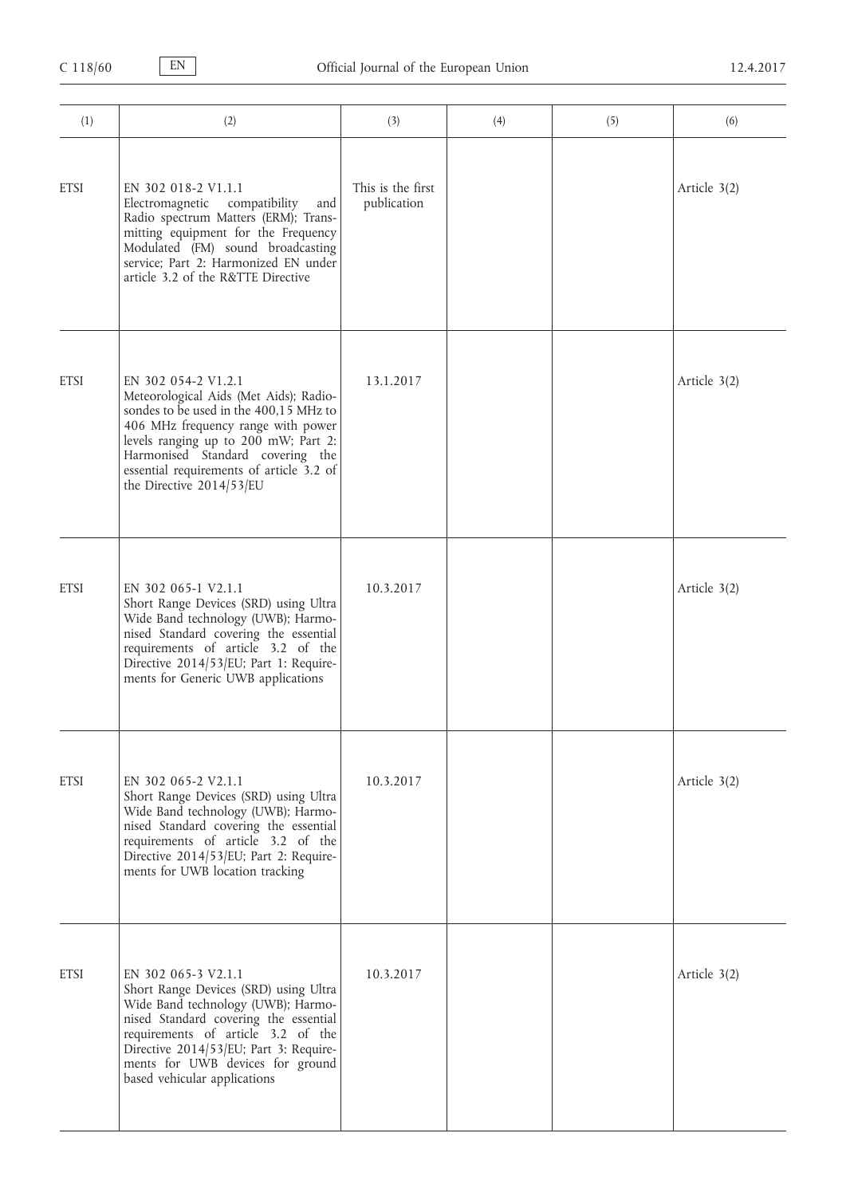| (1) | (2) | (3) | (4) | (5) | (6) |
|---|---|---|---|---|---|
| ETSI | EN 302 018-2 V1.1.1<br>Electromagnetic compatibility and Radio spectrum Matters (ERM); Transmitting equipment for the Frequency Modulated (FM) sound broadcasting service; Part 2: Harmonized EN under article 3.2 of the R&TTE Directive | This is the first publication | | | Article 3(2) |
| ETSI | EN 302 054-2 V1.2.1<br>Meteorological Aids (Met Aids); Radiosondes to be used in the 400,15 MHz to 406 MHz frequency range with power levels ranging up to 200 mW; Part 2: Harmonised Standard covering the essential requirements of article 3.2 of the Directive 2014/53/EU | 13.1.2017 | | | Article 3(2) |
| ETSI | EN 302 065-1 V2.1.1<br>Short Range Devices (SRD) using Ultra Wide Band technology (UWB); Harmonised Standard covering the essential requirements of article 3.2 of the Directive 2014/53/EU; Part 1: Requirements for Generic UWB applications | 10.3.2017 | | | Article 3(2) |
| ETSI | EN 302 065-2 V2.1.1<br>Short Range Devices (SRD) using Ultra Wide Band technology (UWB); Harmonised Standard covering the essential requirements of article 3.2 of the Directive 2014/53/EU; Part 2: Requirements for UWB location tracking | 10.3.2017 | | | Article 3(2) |
| ETSI | EN 302 065-3 V2.1.1<br>Short Range Devices (SRD) using Ultra Wide Band technology (UWB); Harmonised Standard covering the essential requirements of article 3.2 of the Directive 2014/53/EU; Part 3: Requirements for UWB devices for ground based vehicular applications | 10.3.2017 | | | Article 3(2) |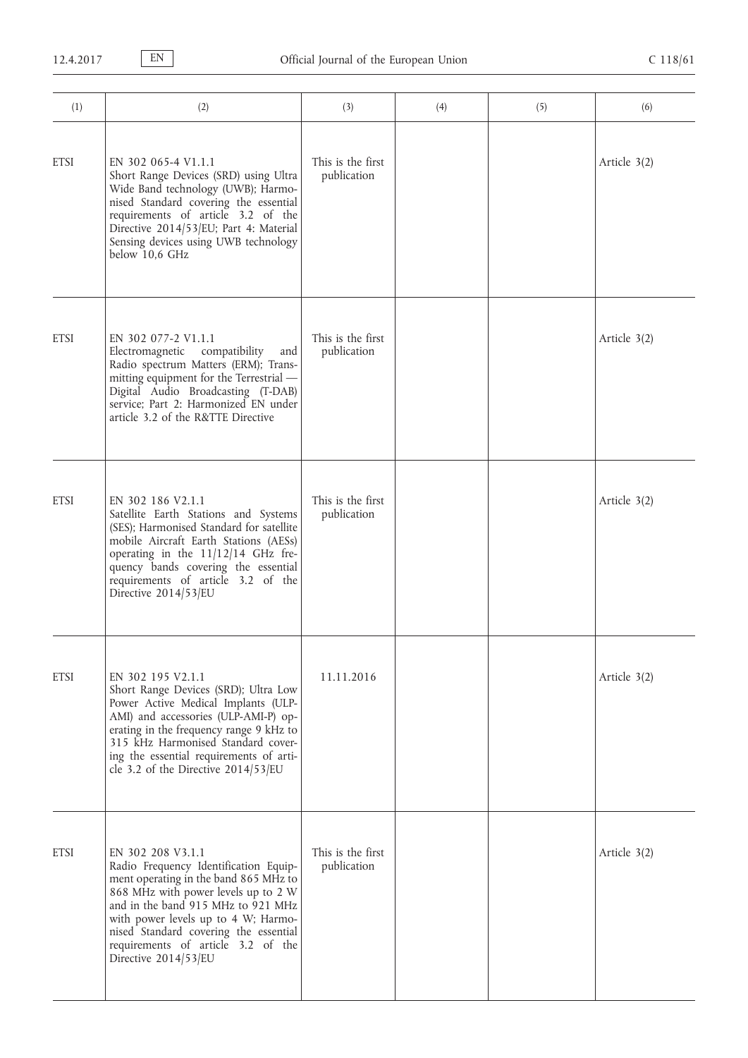| (1) | (2) | (3) | (4) | (5) | (6) |
|---|---|---|---|---|---|
| ETSI | EN 302 065-4 V1.1.1<br>Short Range Devices (SRD) using Ultra Wide Band technology (UWB); Harmonised Standard covering the essential requirements of article 3.2 of the Directive 2014/53/EU; Part 4: Material Sensing devices using UWB technology below 10,6 GHz | This is the first publication | | | Article 3(2) |
| ETSI | EN 302 077-2 V1.1.1<br>Electromagnetic compatibility and Radio spectrum Matters (ERM); Transmitting equipment for the Terrestrial — Digital Audio Broadcasting (T-DAB) service; Part 2: Harmonized EN under article 3.2 of the R&TTE Directive | This is the first publication | | | Article 3(2) |
| ETSI | EN 302 186 V2.1.1<br>Satellite Earth Stations and Systems (SES); Harmonised Standard for satellite mobile Aircraft Earth Stations (AESs) operating in the 11/12/14 GHz frequency bands covering the essential requirements of article 3.2 of the Directive 2014/53/EU | This is the first publication | | | Article 3(2) |
| ETSI | EN 302 195 V2.1.1<br>Short Range Devices (SRD); Ultra Low Power Active Medical Implants (ULP-AMI) and accessories (ULP-AMI-P) operating in the frequency range 9 kHz to 315 kHz Harmonised Standard covering the essential requirements of article 3.2 of the Directive 2014/53/EU | 11.11.2016 | | | Article 3(2) |
| ETSI | EN 302 208 V3.1.1<br>Radio Frequency Identification Equipment operating in the band 865 MHz to 868 MHz with power levels up to 2 W and in the band 915 MHz to 921 MHz with power levels up to 4 W; Harmonised Standard covering the essential requirements of article 3.2 of the Directive 2014/53/EU | This is the first publication | | | Article 3(2) |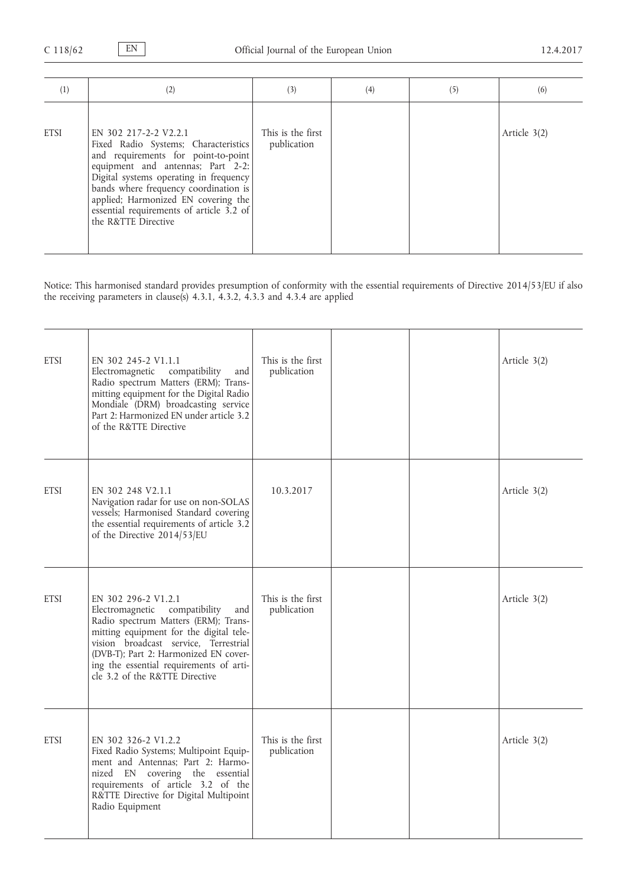| (1) | (2) | (3) | (4) | (5) | (6) |
|---|---|---|---|---|---|
| ETSI | EN 302 217-2-2 V2.2.1<br>Fixed Radio Systems; Characteristics and requirements for point-to-point equipment and antennas; Part 2-2: Digital systems operating in frequency bands where frequency coordination is applied; Harmonized EN covering the essential requirements of article 3.2 of the R&TTE Directive | This is the first publication | | | Article 3(2) |

Notice: This harmonised standard provides presumption of conformity with the essential requirements of Directive 2014/53/EU if also the receiving parameters in clause(s) 4.3.1, 4.3.2, 4.3.3 and 4.3.4 are applied

| (1) | (2) | (3) | (4) | (5) | (6) |
|---|---|---|---|---|---|
| ETSI | EN 302 245-2 V1.1.1<br>Electromagnetic compatibility and Radio spectrum Matters (ERM); Transmitting equipment for the Digital Radio Mondiale (DRM) broadcasting service Part 2: Harmonized EN under article 3.2 of the R&TTE Directive | This is the first publication | | | Article 3(2) |
| ETSI | EN 302 248 V2.1.1<br>Navigation radar for use on non-SOLAS vessels; Harmonised Standard covering the essential requirements of article 3.2 of the Directive 2014/53/EU | 10.3.2017 | | | Article 3(2) |
| ETSI | EN 302 296-2 V1.2.1<br>Electromagnetic compatibility and Radio spectrum Matters (ERM); Transmitting equipment for the digital television broadcast service, Terrestrial (DVB-T); Part 2: Harmonized EN covering the essential requirements of article 3.2 of the R&TTE Directive | This is the first publication | | | Article 3(2) |
| ETSI | EN 302 326-2 V1.2.2<br>Fixed Radio Systems; Multipoint Equipment and Antennas; Part 2: Harmonized EN covering the essential requirements of article 3.2 of the R&TTE Directive for Digital Multipoint Radio Equipment | This is the first publication | | | Article 3(2) |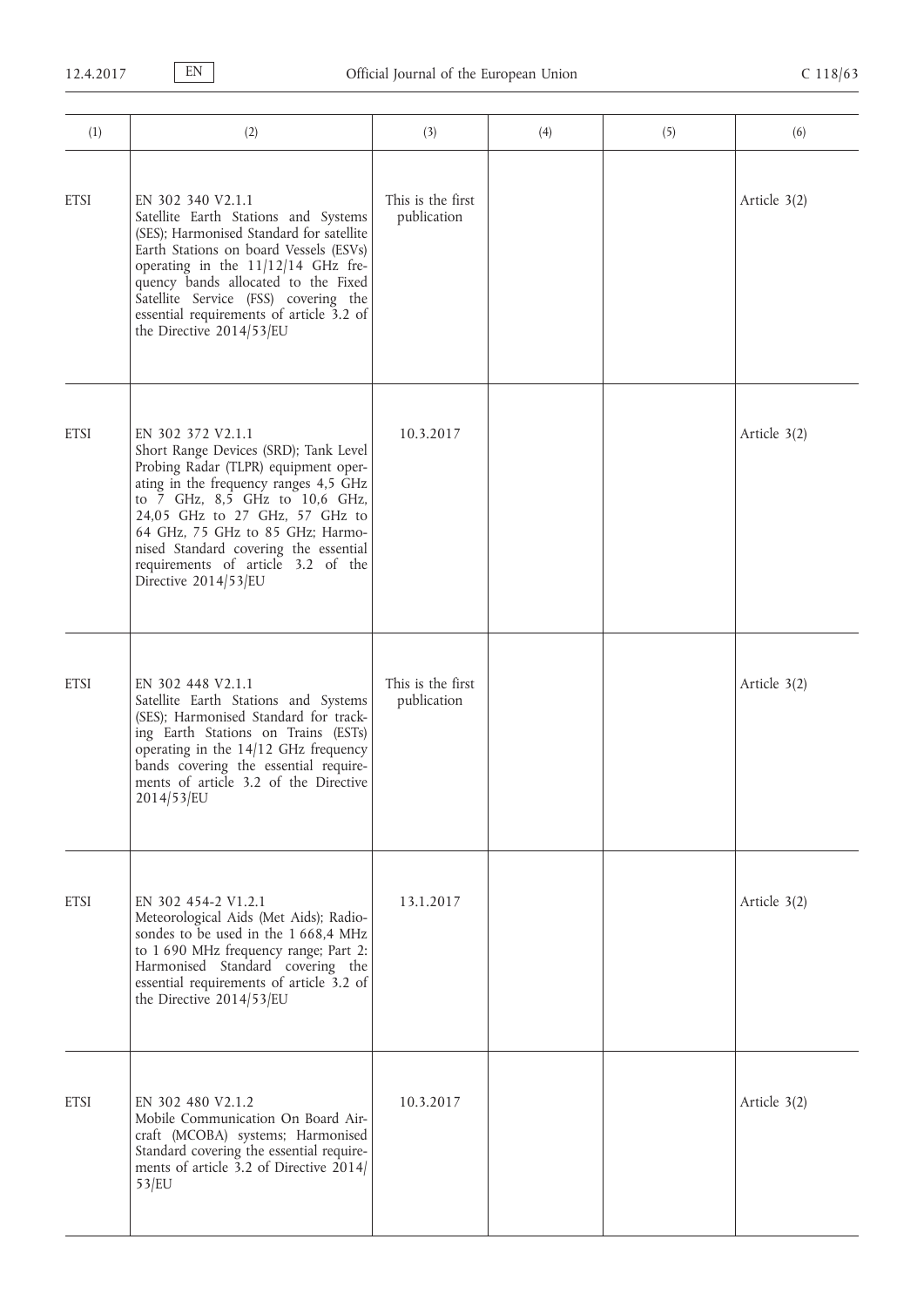| (1) | (2) | (3) | (4) | (5) | (6) |
|---|---|---|---|---|---|
| ETSI | EN 302 340 V2.1.1<br>Satellite Earth Stations and Systems (SES); Harmonised Standard for satellite Earth Stations on board Vessels (ESVs) operating in the 11/12/14 GHz frequency bands allocated to the Fixed Satellite Service (FSS) covering the essential requirements of article 3.2 of the Directive 2014/53/EU | This is the first publication | | | Article 3(2) |
| ETSI | EN 302 372 V2.1.1<br>Short Range Devices (SRD); Tank Level Probing Radar (TLPR) equipment operating in the frequency ranges 4,5 GHz to 7 GHz, 8,5 GHz to 10,6 GHz, 24,05 GHz to 27 GHz, 57 GHz to 64 GHz, 75 GHz to 85 GHz; Harmonised Standard covering the essential requirements of article 3.2 of the Directive 2014/53/EU | 10.3.2017 | | | Article 3(2) |
| ETSI | EN 302 448 V2.1.1<br>Satellite Earth Stations and Systems (SES); Harmonised Standard for tracking Earth Stations on Trains (ESTs) operating in the 14/12 GHz frequency bands covering the essential requirements of article 3.2 of the Directive 2014/53/EU | This is the first publication | | | Article 3(2) |
| ETSI | EN 302 454-2 V1.2.1<br>Meteorological Aids (Met Aids); Radiosondes to be used in the 1 668,4 MHz to 1 690 MHz frequency range; Part 2: Harmonised Standard covering the essential requirements of article 3.2 of the Directive 2014/53/EU | 13.1.2017 | | | Article 3(2) |
| ETSI | EN 302 480 V2.1.2<br>Mobile Communication On Board Aircraft (MCOBA) systems; Harmonised Standard covering the essential requirements of article 3.2 of Directive 2014/53/EU | 10.3.2017 | | | Article 3(2) |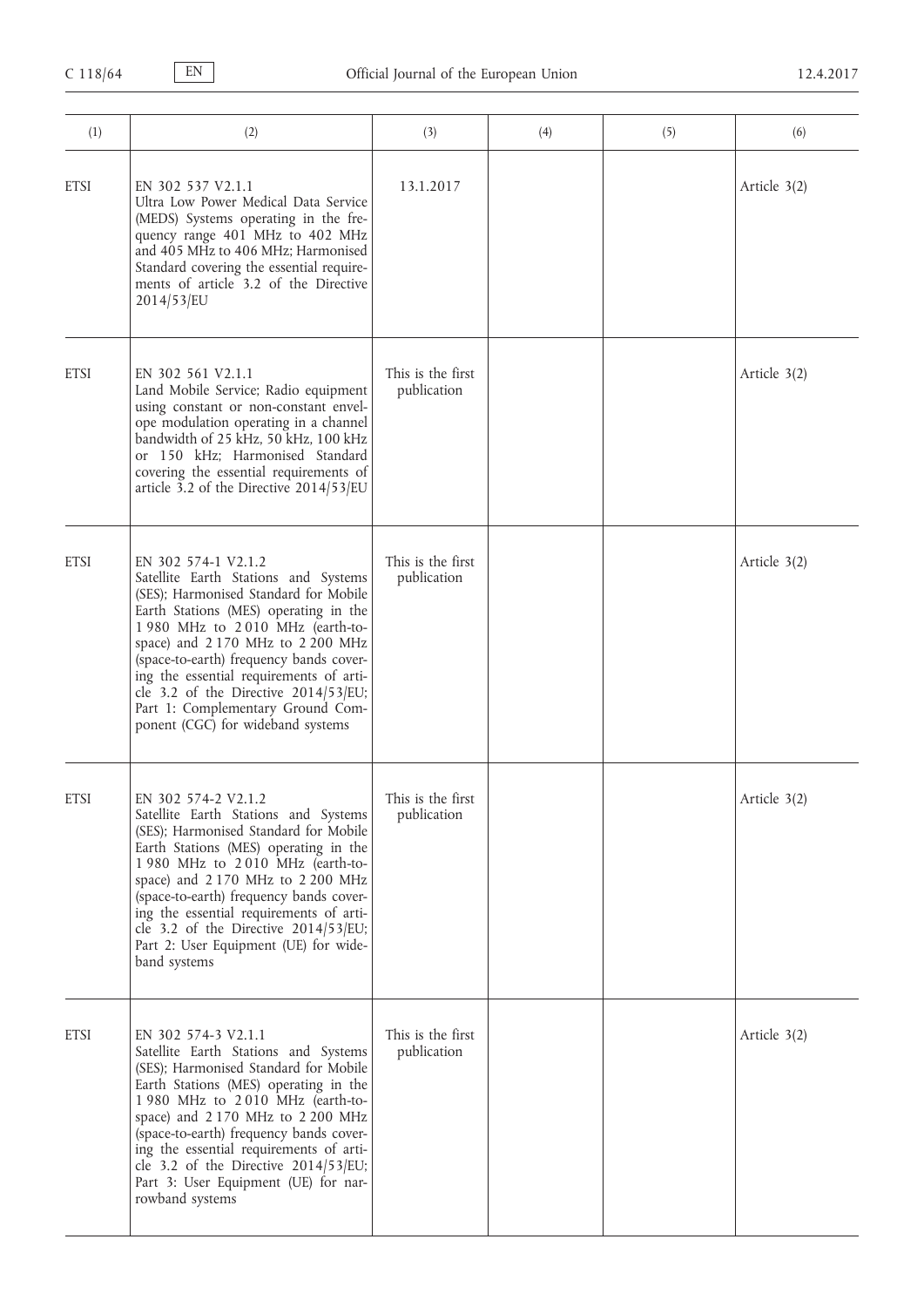| (1) | (2) | (3) | (4) | (5) | (6) |
|---|---|---|---|---|---|
| ETSI | EN 302 537 V2.1.1<br>Ultra Low Power Medical Data Service (MEDS) Systems operating in the frequency range 401 MHz to 402 MHz and 405 MHz to 406 MHz; Harmonised Standard covering the essential requirements of article 3.2 of the Directive 2014/53/EU | 13.1.2017 | | | Article 3(2) |
| ETSI | EN 302 561 V2.1.1<br>Land Mobile Service; Radio equipment using constant or non-constant envelope modulation operating in a channel bandwidth of 25 kHz, 50 kHz, 100 kHz or 150 kHz; Harmonised Standard covering the essential requirements of article 3.2 of the Directive 2014/53/EU | This is the first publication | | | Article 3(2) |
| ETSI | EN 302 574-1 V2.1.2<br>Satellite Earth Stations and Systems (SES); Harmonised Standard for Mobile Earth Stations (MES) operating in the 1 980 MHz to 2 010 MHz (earth-to-space) and 2 170 MHz to 2 200 MHz (space-to-earth) frequency bands covering the essential requirements of article 3.2 of the Directive 2014/53/EU; Part 1: Complementary Ground Component (CGC) for wideband systems | This is the first publication | | | Article 3(2) |
| ETSI | EN 302 574-2 V2.1.2<br>Satellite Earth Stations and Systems (SES); Harmonised Standard for Mobile Earth Stations (MES) operating in the 1 980 MHz to 2 010 MHz (earth-to-space) and 2 170 MHz to 2 200 MHz (space-to-earth) frequency bands covering the essential requirements of article 3.2 of the Directive 2014/53/EU; Part 2: User Equipment (UE) for wideband systems | This is the first publication | | | Article 3(2) |
| ETSI | EN 302 574-3 V2.1.1<br>Satellite Earth Stations and Systems (SES); Harmonised Standard for Mobile Earth Stations (MES) operating in the 1 980 MHz to 2 010 MHz (earth-to-space) and 2 170 MHz to 2 200 MHz (space-to-earth) frequency bands covering the essential requirements of article 3.2 of the Directive 2014/53/EU; Part 3: User Equipment (UE) for narrowband systems | This is the first publication | | | Article 3(2) |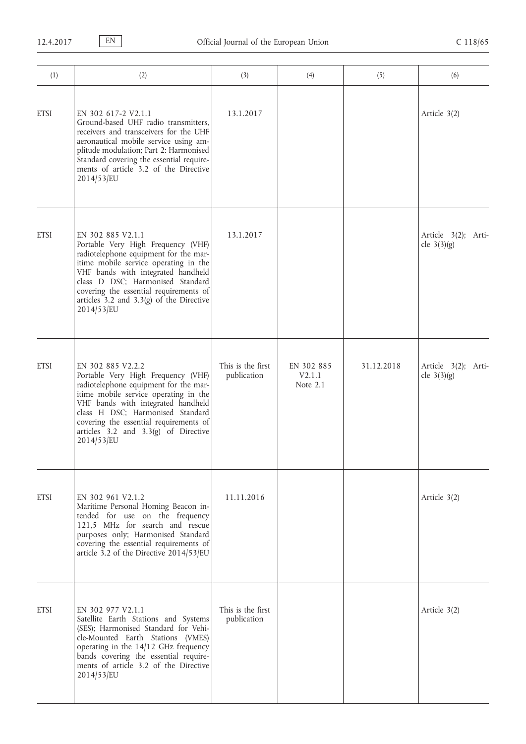| (1) | (2) | (3) | (4) | (5) | (6) |
|---|---|---|---|---|---|
| ETSI | EN 302 617-2 V2.1.1<br>Ground-based UHF radio transmitters, receivers and transceivers for the UHF aeronautical mobile service using amplitude modulation; Part 2: Harmonised Standard covering the essential requirements of article 3.2 of the Directive 2014/53/EU | 13.1.2017 | | | Article 3(2) |
| ETSI | EN 302 885 V2.1.1<br>Portable Very High Frequency (VHF) radiotelephone equipment for the maritime mobile service operating in the VHF bands with integrated handheld class D DSC; Harmonised Standard covering the essential requirements of articles 3.2 and 3.3(g) of the Directive 2014/53/EU | 13.1.2017 | | | Article 3(2); Article 3(3)(g) |
| ETSI | EN 302 885 V2.2.2<br>Portable Very High Frequency (VHF) radiotelephone equipment for the maritime mobile service operating in the VHF bands with integrated handheld class H DSC; Harmonised Standard covering the essential requirements of articles 3.2 and 3.3(g) of Directive 2014/53/EU | This is the first publication | EN 302 885 V2.1.1<br>Note 2.1 | 31.12.2018 | Article 3(2); Article 3(3)(g) |
| ETSI | EN 302 961 V2.1.2<br>Maritime Personal Homing Beacon intended for use on the frequency 121,5 MHz for search and rescue purposes only; Harmonised Standard covering the essential requirements of article 3.2 of the Directive 2014/53/EU | 11.11.2016 | | | Article 3(2) |
| ETSI | EN 302 977 V2.1.1<br>Satellite Earth Stations and Systems (SES); Harmonised Standard for Vehicle-Mounted Earth Stations (VMES) operating in the 14/12 GHz frequency bands covering the essential requirements of article 3.2 of the Directive 2014/53/EU | This is the first publication | | | Article 3(2) |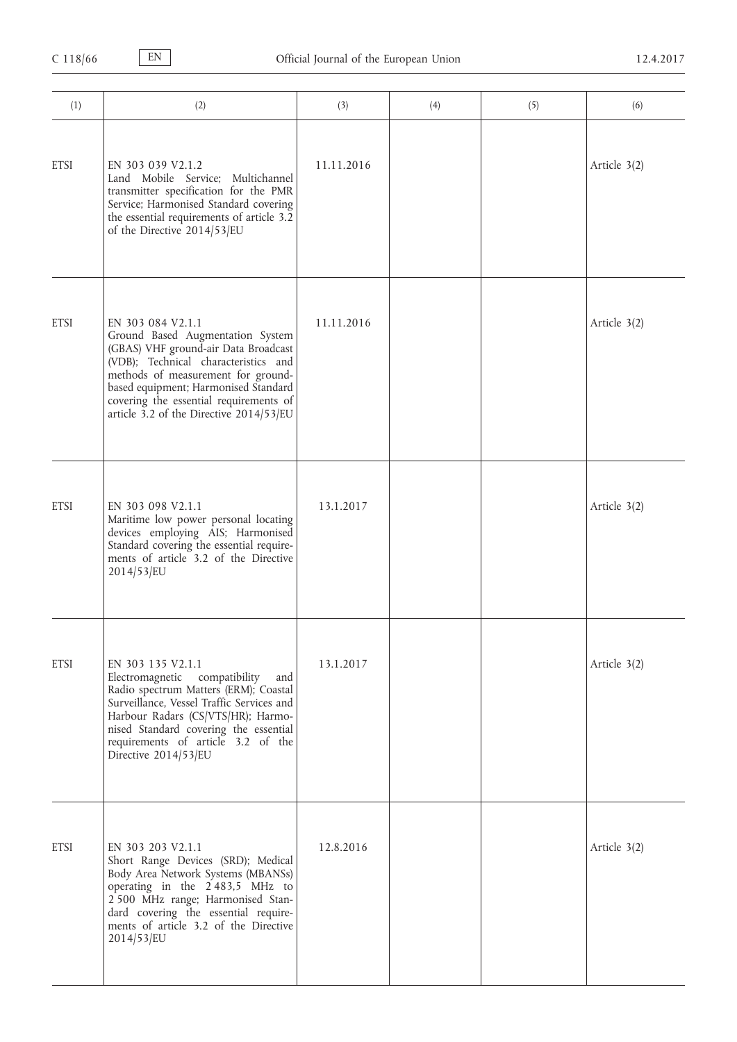| (1) | (2) | (3) | (4) | (5) | (6) |
|---|---|---|---|---|---|
| ETSI | EN 303 039 V2.1.2<br>Land Mobile Service; Multichannel transmitter specification for the PMR Service; Harmonised Standard covering the essential requirements of article 3.2 of the Directive 2014/53/EU | 11.11.2016 | | | Article 3(2) |
| ETSI | EN 303 084 V2.1.1<br>Ground Based Augmentation System (GBAS) VHF ground-air Data Broadcast (VDB); Technical characteristics and methods of measurement for ground-based equipment; Harmonised Standard covering the essential requirements of article 3.2 of the Directive 2014/53/EU | 11.11.2016 | | | Article 3(2) |
| ETSI | EN 303 098 V2.1.1<br>Maritime low power personal locating devices employing AIS; Harmonised Standard covering the essential requirements of article 3.2 of the Directive 2014/53/EU | 13.1.2017 | | | Article 3(2) |
| ETSI | EN 303 135 V2.1.1<br>Electromagnetic compatibility and Radio spectrum Matters (ERM); Coastal Surveillance, Vessel Traffic Services and Harbour Radars (CS/VTS/HR); Harmonised Standard covering the essential requirements of article 3.2 of the Directive 2014/53/EU | 13.1.2017 | | | Article 3(2) |
| ETSI | EN 303 203 V2.1.1<br>Short Range Devices (SRD); Medical Body Area Network Systems (MBANSs) operating in the 2 483,5 MHz to 2 500 MHz range; Harmonised Standard covering the essential requirements of article 3.2 of the Directive 2014/53/EU | 12.8.2016 | | | Article 3(2) |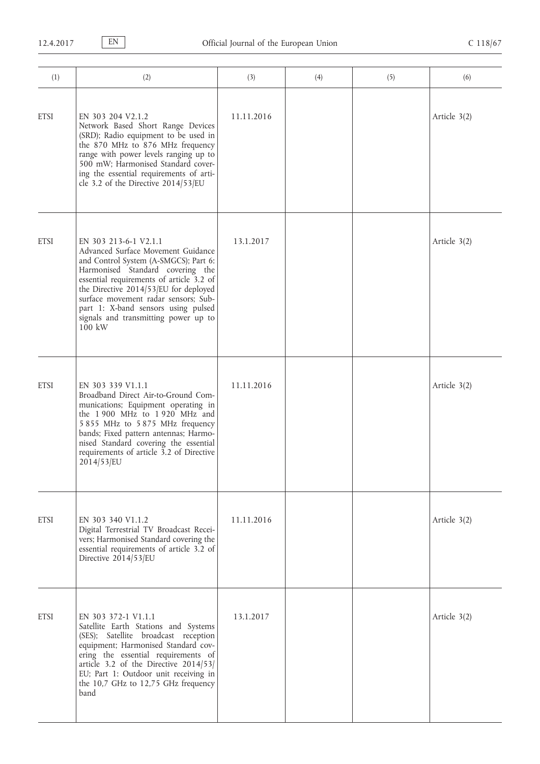| (1) | (2) | (3) | (4) | (5) | (6) |
|---|---|---|---|---|---|
| ETSI | EN 303 204 V2.1.2<br>Network Based Short Range Devices (SRD); Radio equipment to be used in the 870 MHz to 876 MHz frequency range with power levels ranging up to 500 mW; Harmonised Standard covering the essential requirements of article 3.2 of the Directive 2014/53/EU | 11.11.2016 | | | Article 3(2) |
| ETSI | EN 303 213-6-1 V2.1.1<br>Advanced Surface Movement Guidance and Control System (A-SMGCS); Part 6: Harmonised Standard covering the essential requirements of article 3.2 of the Directive 2014/53/EU for deployed surface movement radar sensors; Sub-part 1: X-band sensors using pulsed signals and transmitting power up to 100 kW | 13.1.2017 | | | Article 3(2) |
| ETSI | EN 303 339 V1.1.1<br>Broadband Direct Air-to-Ground Communications; Equipment operating in the 1 900 MHz to 1 920 MHz and 5 855 MHz to 5 875 MHz frequency bands; Fixed pattern antennas; Harmonised Standard covering the essential requirements of article 3.2 of Directive 2014/53/EU | 11.11.2016 | | | Article 3(2) |
| ETSI | EN 303 340 V1.1.2<br>Digital Terrestrial TV Broadcast Receivers; Harmonised Standard covering the essential requirements of article 3.2 of Directive 2014/53/EU | 11.11.2016 | | | Article 3(2) |
| ETSI | EN 303 372-1 V1.1.1<br>Satellite Earth Stations and Systems (SES); Satellite broadcast reception equipment; Harmonised Standard covering the essential requirements of article 3.2 of the Directive 2014/53/EU; Part 1: Outdoor unit receiving in the 10,7 GHz to 12,75 GHz frequency band | 13.1.2017 | | | Article 3(2) |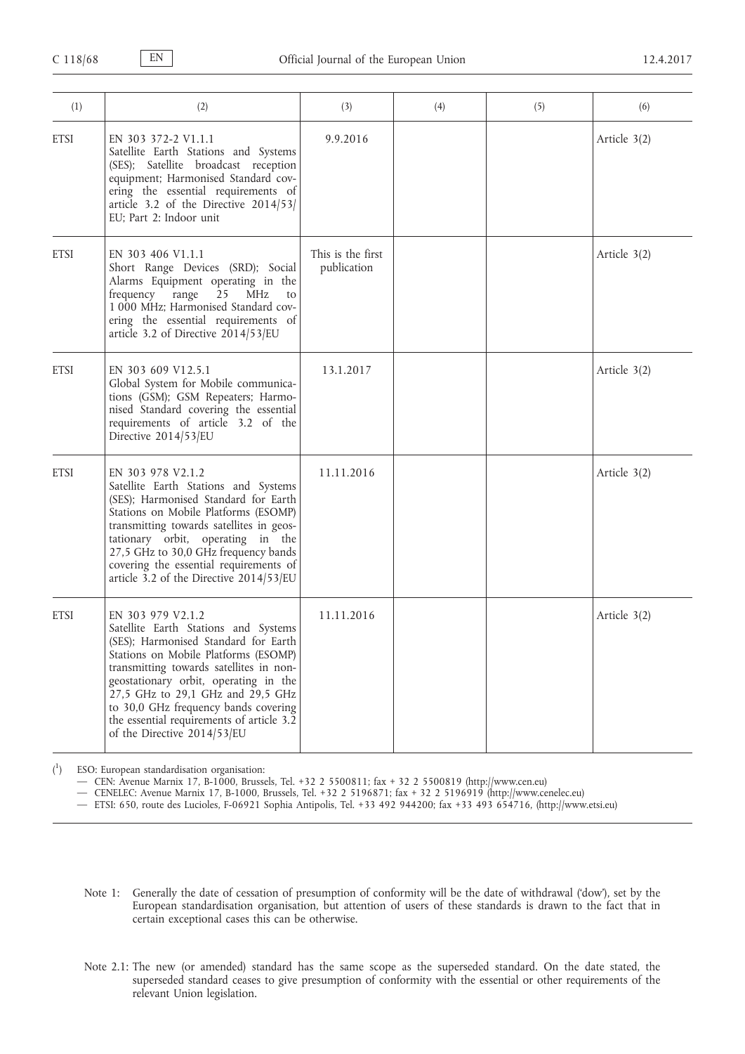| (1) | (2) | (3) | (4) | (5) | (6) |
|---|---|---|---|---|---|
| ETSI | EN 303 372-2 V1.1.1<br>Satellite Earth Stations and Systems (SES); Satellite broadcast reception equipment; Harmonised Standard covering the essential requirements of article 3.2 of the Directive 2014/53/EU; Part 2: Indoor unit | 9.9.2016 | | | Article 3(2) |
| ETSI | EN 303 406 V1.1.1<br>Short Range Devices (SRD); Social Alarms Equipment operating in the frequency range 25 MHz to 1 000 MHz; Harmonised Standard covering the essential requirements of article 3.2 of Directive 2014/53/EU | This is the first publication | | | Article 3(2) |
| ETSI | EN 303 609 V12.5.1<br>Global System for Mobile communications (GSM); GSM Repeaters; Harmonised Standard covering the essential requirements of article 3.2 of the Directive 2014/53/EU | 13.1.2017 | | | Article 3(2) |
| ETSI | EN 303 978 V2.1.2<br>Satellite Earth Stations and Systems (SES); Harmonised Standard for Earth Stations on Mobile Platforms (ESOMP) transmitting towards satellites in geostationary orbit, operating in the 27,5 GHz to 30,0 GHz frequency bands covering the essential requirements of article 3.2 of the Directive 2014/53/EU | 11.11.2016 | | | Article 3(2) |
| ETSI | EN 303 979 V2.1.2<br>Satellite Earth Stations and Systems (SES); Harmonised Standard for Earth Stations on Mobile Platforms (ESOMP) transmitting towards satellites in non-geostationary orbit, operating in the 27,5 GHz to 29,1 GHz and 29,5 GHz to 30,0 GHz frequency bands covering the essential requirements of article 3.2 of the Directive 2014/53/EU | 11.11.2016 | | | Article 3(2) |

[1] ESO: European standardisation organisation:
- CEN: Avenue Marnix 17, B-1000, Brussels, Tel. +32 2 5500811; fax + 32 2 5500819 (http://www.cen.eu)
- CENELEC: Avenue Marnix 17, B-1000, Brussels, Tel. +32 2 5196871; fax + 32 2 5196919 (http://www.cenelec.eu)
- ETSI: 650, route des Lucioles, F-06921 Sophia Antipolis, Tel. +33 492 944200; fax +33 493 654716, (http://www.etsi.eu)

Note 1: Generally the date of cessation of presumption of conformity will be the date of withdrawal ('dow'), set by the European standardisation organisation, but attention of users of these standards is drawn to the fact that in certain exceptional cases this can be otherwise.

Note 2.1: The new (or amended) standard has the same scope as the superseded standard. On the date stated, the superseded standard ceases to give presumption of conformity with the essential or other requirements of the relevant Union legislation.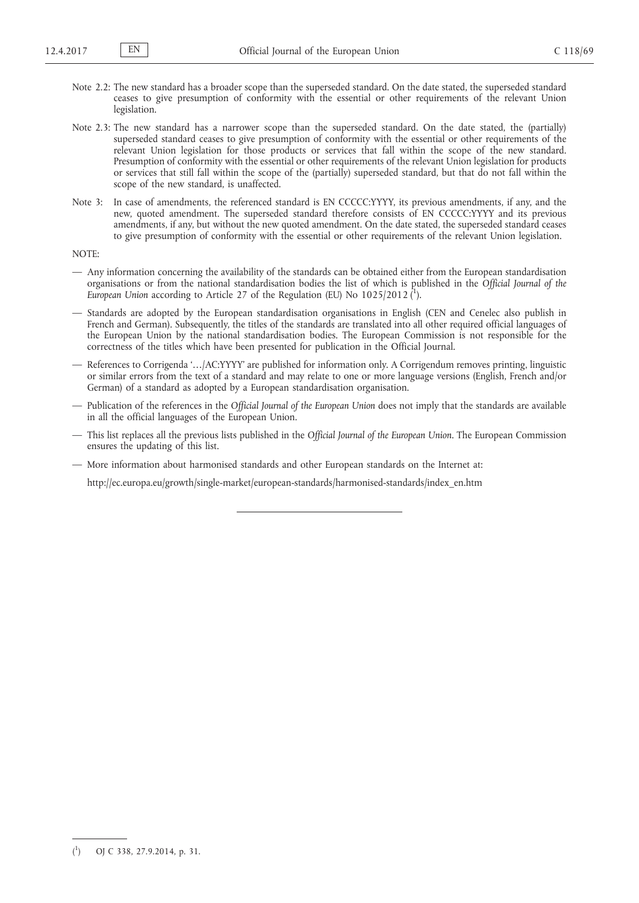Note 2.2: The new standard has a broader scope than the superseded standard. On the date stated, the superseded standard ceases to give presumption of conformity with the essential or other requirements of the relevant Union legislation.

Note 2.3: The new standard has a narrower scope than the superseded standard. On the date stated, the (partially) superseded standard ceases to give presumption of conformity with the essential or other requirements of the relevant Union legislation for those products or services that fall within the scope of the new standard. Presumption of conformity with the essential or other requirements of the relevant Union legislation for products or services that still fall within the scope of the (partially) superseded standard, but that do not fall within the scope of the new standard, is unaffected.

Note 3: In case of amendments, the referenced standard is EN CCCCC:YYYY, its previous amendments, if any, and the new, quoted amendment. The superseded standard therefore consists of EN CCCCC:YYYY and its previous amendments, if any, but without the new quoted amendment. On the date stated, the superseded standard ceases to give presumption of conformity with the essential or other requirements of the relevant Union legislation.

NOTE:

— Any information concerning the availability of the standards can be obtained either from the European standardisation organisations or from the national standardisation bodies the list of which is published in the *Official Journal of the European Union* according to Article 27 of the Regulation (EU) No 1025/2012 ([1]).

— Standards are adopted by the European standardisation organisations in English (CEN and Cenelec also publish in French and German). Subsequently, the titles of the standards are translated into all other required official languages of the European Union by the national standardisation bodies. The European Commission is not responsible for the correctness of the titles which have been presented for publication in the Official Journal.

— References to Corrigenda '…/AC:YYYY' are published for information only. A Corrigendum removes printing, linguistic or similar errors from the text of a standard and may relate to one or more language versions (English, French and/or German) of a standard as adopted by a European standardisation organisation.

— Publication of the references in the *Official Journal of the European Union* does not imply that the standards are available in all the official languages of the European Union.

— This list replaces all the previous lists published in the *Official Journal of the European Union*. The European Commission ensures the updating of this list.

— More information about harmonised standards and other European standards on the Internet at:

http://ec.europa.eu/growth/single-market/european-standards/harmonised-standards/index_en.htm

---

([1]) OJ C 338, 27.9.2014, p. 31.